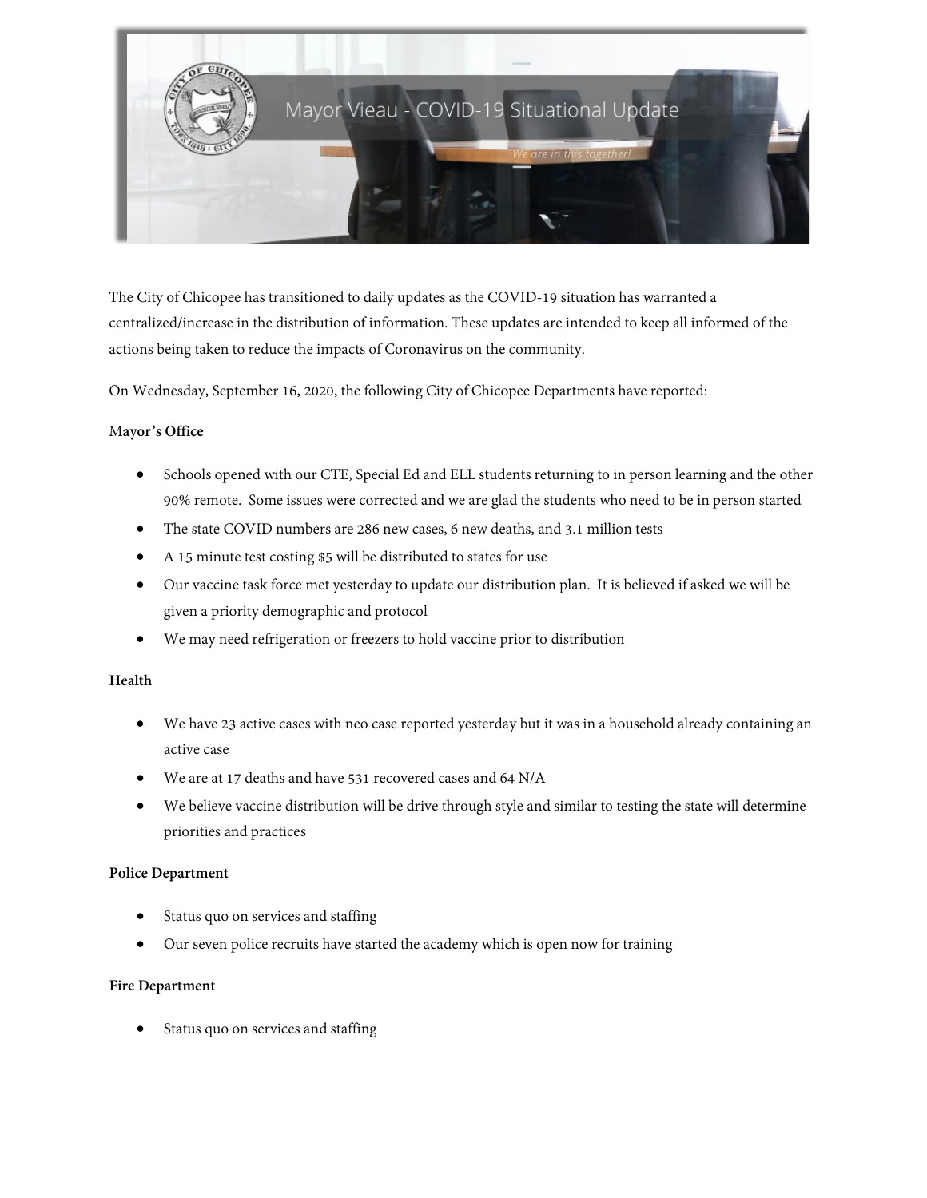# Mayor Vieau - COVID-19 Situational Update

*We are in this together!*

The City of Chicopee has transitioned to daily updates as the COVID-19 situation has warranted a centralized/increase in the distribution of information. These updates are intended to keep all informed of the actions being taken to reduce the impacts of Coronavirus on the community.

On Wednesday, September 16, 2020, the following City of Chicopee Departments have reported:

**Mayor's Office**

- Schools opened with our CTE, Special Ed and ELL students returning to in person learning and the other 90% remote. Some issues were corrected and we are glad the students who need to be in person started
- The state COVID numbers are 286 new cases, 6 new deaths, and 3.1 million tests
- A 15 minute test costing $5 will be distributed to states for use
- Our vaccine task force met yesterday to update our distribution plan. It is believed if asked we will be given a priority demographic and protocol
- We may need refrigeration or freezers to hold vaccine prior to distribution

**Health**

- We have 23 active cases with neo case reported yesterday but it was in a household already containing an active case
- We are at 17 deaths and have 531 recovered cases and 64 N/A
- We believe vaccine distribution will be drive through style and similar to testing the state will determine priorities and practices

**Police Department**

- Status quo on services and staffing
- Our seven police recruits have started the academy which is open now for training

**Fire Department**

- Status quo on services and staffing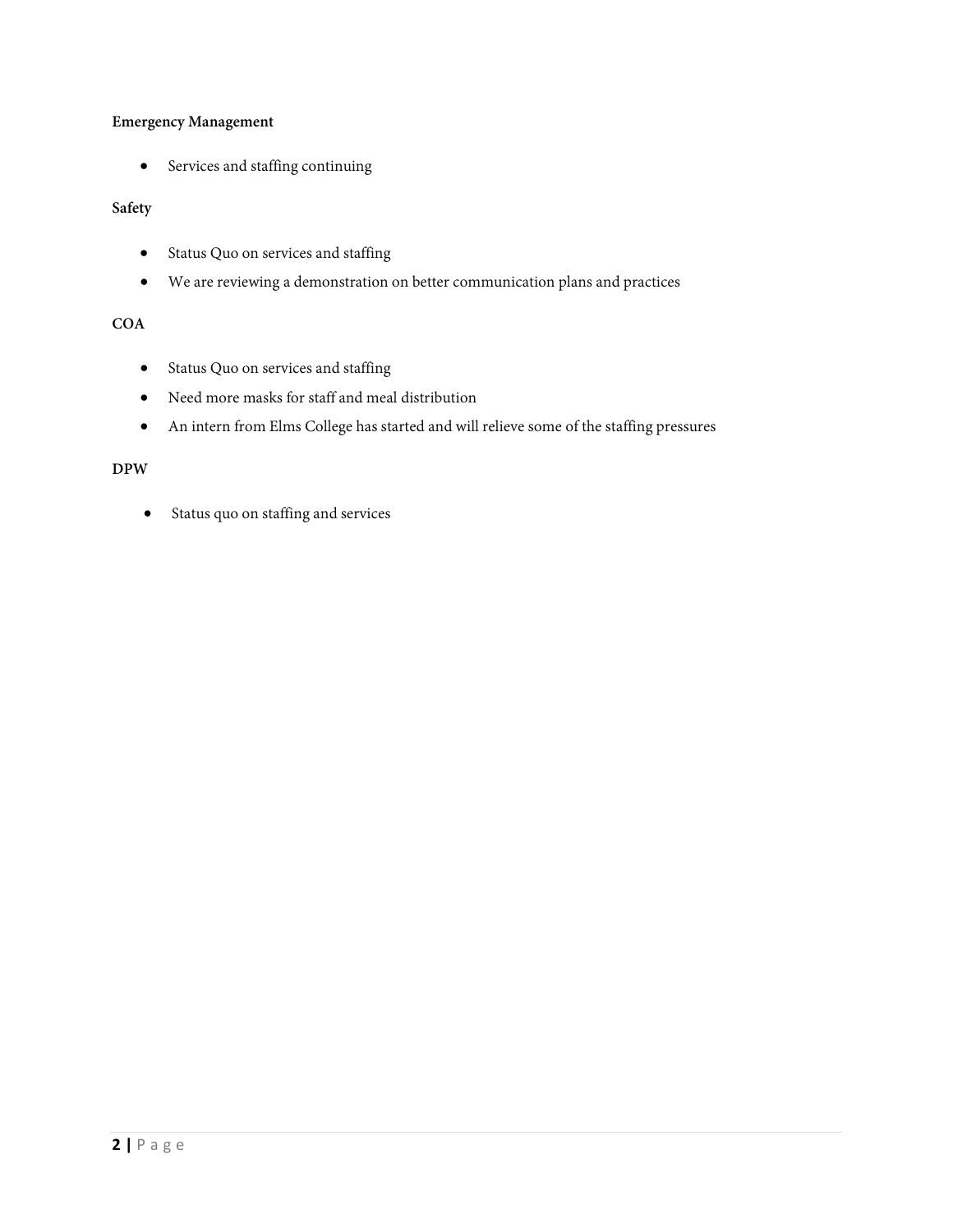**Emergency Management**

- Services and staffing continuing

**Safety**

- Status Quo on services and staffing
- We are reviewing a demonstration on better communication plans and practices

**COA**

- Status Quo on services and staffing
- Need more masks for staff and meal distribution
- An intern from Elms College has started and will relieve some of the staffing pressures

**DPW**

- Status quo on staffing and services